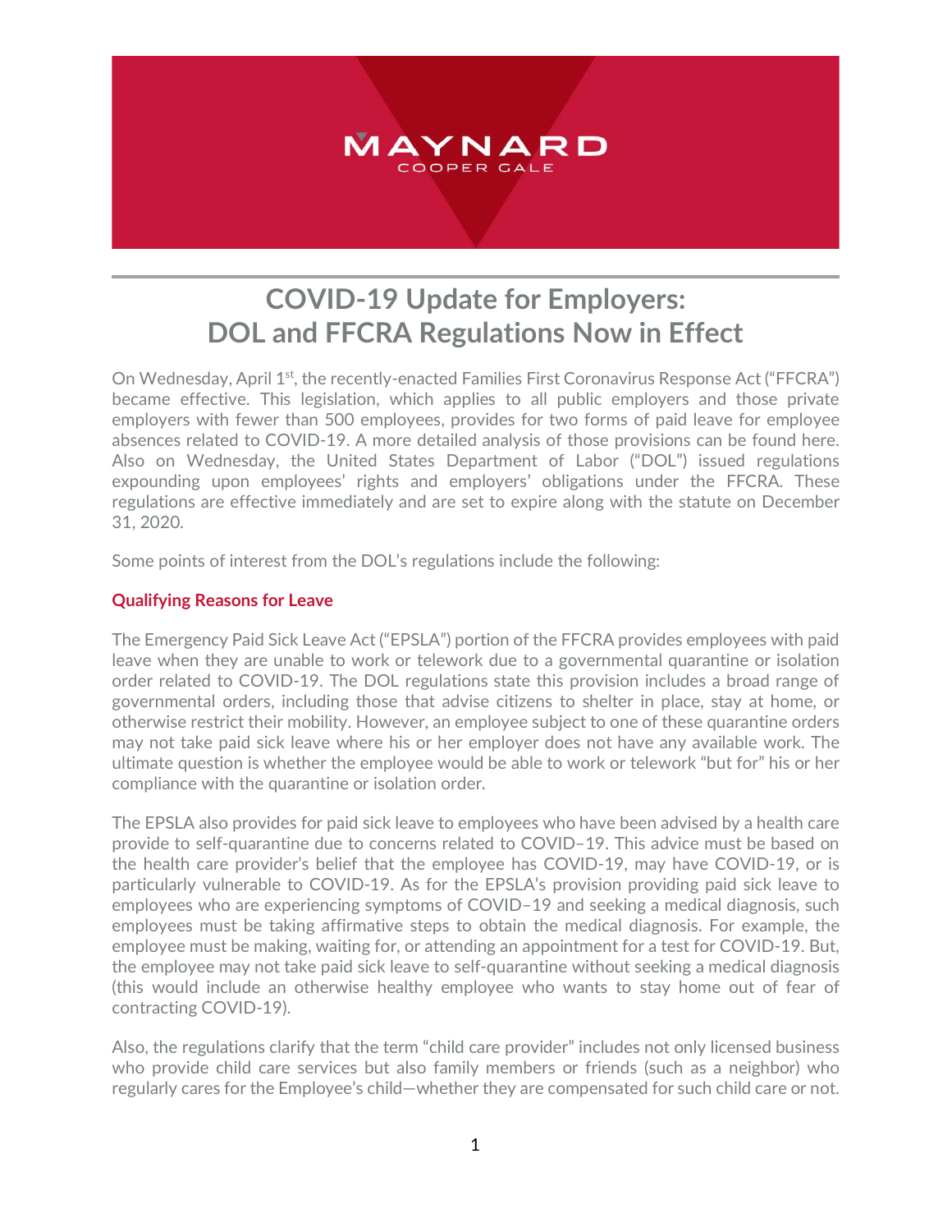MAYNARD
COOPER GALE

# COVID-19 Update for Employers: DOL and FFCRA Regulations Now in Effect

On Wednesday, April 1st, the recently-enacted Families First Coronavirus Response Act ("FFCRA") became effective. This legislation, which applies to all public employers and those private employers with fewer than 500 employees, provides for two forms of paid leave for employee absences related to COVID-19. A more detailed analysis of those provisions can be found here. Also on Wednesday, the United States Department of Labor ("DOL") issued regulations expounding upon employees' rights and employers' obligations under the FFCRA. These regulations are effective immediately and are set to expire along with the statute on December 31, 2020.

Some points of interest from the DOL's regulations include the following:

### Qualifying Reasons for Leave

The Emergency Paid Sick Leave Act ("EPSLA") portion of the FFCRA provides employees with paid leave when they are unable to work or telework due to a governmental quarantine or isolation order related to COVID-19. The DOL regulations state this provision includes a broad range of governmental orders, including those that advise citizens to shelter in place, stay at home, or otherwise restrict their mobility. However, an employee subject to one of these quarantine orders may not take paid sick leave where his or her employer does not have any available work. The ultimate question is whether the employee would be able to work or telework "but for" his or her compliance with the quarantine or isolation order.

The EPSLA also provides for paid sick leave to employees who have been advised by a health care provide to self-quarantine due to concerns related to COVID–19. This advice must be based on the health care provider's belief that the employee has COVID-19, may have COVID-19, or is particularly vulnerable to COVID-19. As for the EPSLA's provision providing paid sick leave to employees who are experiencing symptoms of COVID–19 and seeking a medical diagnosis, such employees must be taking affirmative steps to obtain the medical diagnosis. For example, the employee must be making, waiting for, or attending an appointment for a test for COVID-19. But, the employee may not take paid sick leave to self-quarantine without seeking a medical diagnosis (this would include an otherwise healthy employee who wants to stay home out of fear of contracting COVID-19).

Also, the regulations clarify that the term "child care provider" includes not only licensed business who provide child care services but also family members or friends (such as a neighbor) who regularly cares for the Employee's child—whether they are compensated for such child care or not.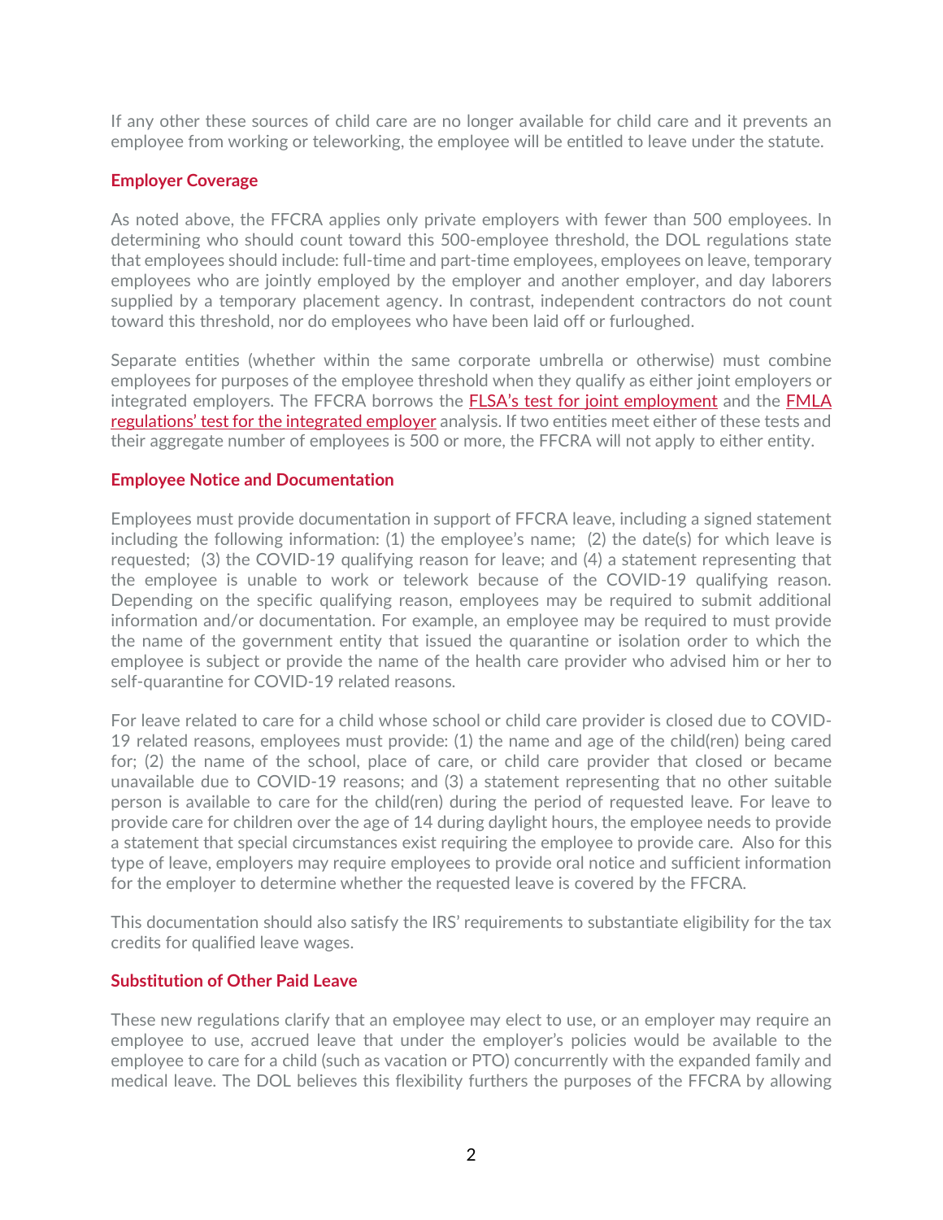If any other these sources of child care are no longer available for child care and it prevents an employee from working or teleworking, the employee will be entitled to leave under the statute.

### Employer Coverage

As noted above, the FFCRA applies only private employers with fewer than 500 employees. In determining who should count toward this 500-employee threshold, the DOL regulations state that employees should include: full-time and part-time employees, employees on leave, temporary employees who are jointly employed by the employer and another employer, and day laborers supplied by a temporary placement agency. In contrast, independent contractors do not count toward this threshold, nor do employees who have been laid off or furloughed.

Separate entities (whether within the same corporate umbrella or otherwise) must combine employees for purposes of the employee threshold when they qualify as either joint employers or integrated employers. The FFCRA borrows the FLSA's test for joint employment and the FMLA regulations' test for the integrated employer analysis. If two entities meet either of these tests and their aggregate number of employees is 500 or more, the FFCRA will not apply to either entity.

### Employee Notice and Documentation

Employees must provide documentation in support of FFCRA leave, including a signed statement including the following information: (1) the employee's name; (2) the date(s) for which leave is requested; (3) the COVID-19 qualifying reason for leave; and (4) a statement representing that the employee is unable to work or telework because of the COVID-19 qualifying reason. Depending on the specific qualifying reason, employees may be required to submit additional information and/or documentation. For example, an employee may be required to must provide the name of the government entity that issued the quarantine or isolation order to which the employee is subject or provide the name of the health care provider who advised him or her to self-quarantine for COVID-19 related reasons.

For leave related to care for a child whose school or child care provider is closed due to COVID-19 related reasons, employees must provide: (1) the name and age of the child(ren) being cared for; (2) the name of the school, place of care, or child care provider that closed or became unavailable due to COVID-19 reasons; and (3) a statement representing that no other suitable person is available to care for the child(ren) during the period of requested leave. For leave to provide care for children over the age of 14 during daylight hours, the employee needs to provide a statement that special circumstances exist requiring the employee to provide care. Also for this type of leave, employers may require employees to provide oral notice and sufficient information for the employer to determine whether the requested leave is covered by the FFCRA.

This documentation should also satisfy the IRS' requirements to substantiate eligibility for the tax credits for qualified leave wages.

### Substitution of Other Paid Leave

These new regulations clarify that an employee may elect to use, or an employer may require an employee to use, accrued leave that under the employer's policies would be available to the employee to care for a child (such as vacation or PTO) concurrently with the expanded family and medical leave. The DOL believes this flexibility furthers the purposes of the FFCRA by allowing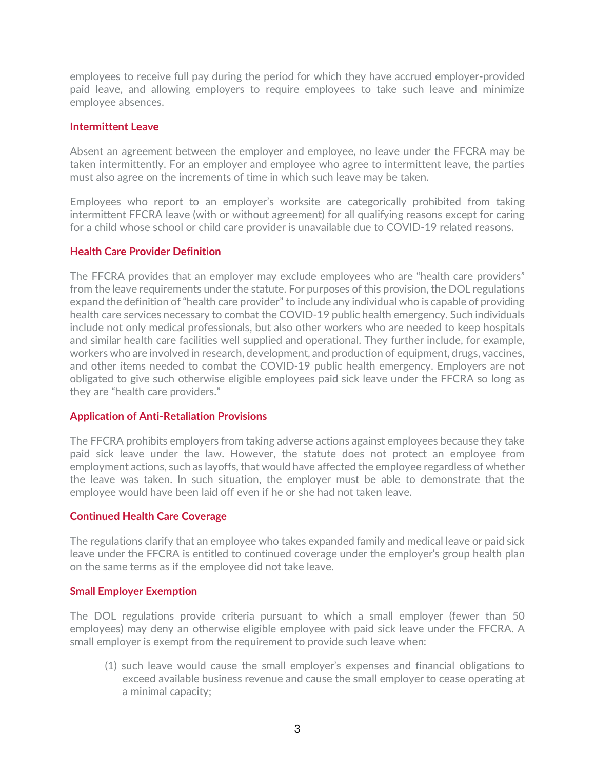employees to receive full pay during the period for which they have accrued employer-provided paid leave, and allowing employers to require employees to take such leave and minimize employee absences.

### Intermittent Leave

Absent an agreement between the employer and employee, no leave under the FFCRA may be taken intermittently. For an employer and employee who agree to intermittent leave, the parties must also agree on the increments of time in which such leave may be taken.

Employees who report to an employer's worksite are categorically prohibited from taking intermittent FFCRA leave (with or without agreement) for all qualifying reasons except for caring for a child whose school or child care provider is unavailable due to COVID-19 related reasons.

### Health Care Provider Definition

The FFCRA provides that an employer may exclude employees who are "health care providers" from the leave requirements under the statute. For purposes of this provision, the DOL regulations expand the definition of "health care provider" to include any individual who is capable of providing health care services necessary to combat the COVID-19 public health emergency. Such individuals include not only medical professionals, but also other workers who are needed to keep hospitals and similar health care facilities well supplied and operational. They further include, for example, workers who are involved in research, development, and production of equipment, drugs, vaccines, and other items needed to combat the COVID-19 public health emergency. Employers are not obligated to give such otherwise eligible employees paid sick leave under the FFCRA so long as they are "health care providers."

### Application of Anti-Retaliation Provisions

The FFCRA prohibits employers from taking adverse actions against employees because they take paid sick leave under the law. However, the statute does not protect an employee from employment actions, such as layoffs, that would have affected the employee regardless of whether the leave was taken. In such situation, the employer must be able to demonstrate that the employee would have been laid off even if he or she had not taken leave.

### Continued Health Care Coverage

The regulations clarify that an employee who takes expanded family and medical leave or paid sick leave under the FFCRA is entitled to continued coverage under the employer's group health plan on the same terms as if the employee did not take leave.

### Small Employer Exemption

The DOL regulations provide criteria pursuant to which a small employer (fewer than 50 employees) may deny an otherwise eligible employee with paid sick leave under the FFCRA. A small employer is exempt from the requirement to provide such leave when:

(1) such leave would cause the small employer's expenses and financial obligations to exceed available business revenue and cause the small employer to cease operating at a minimal capacity;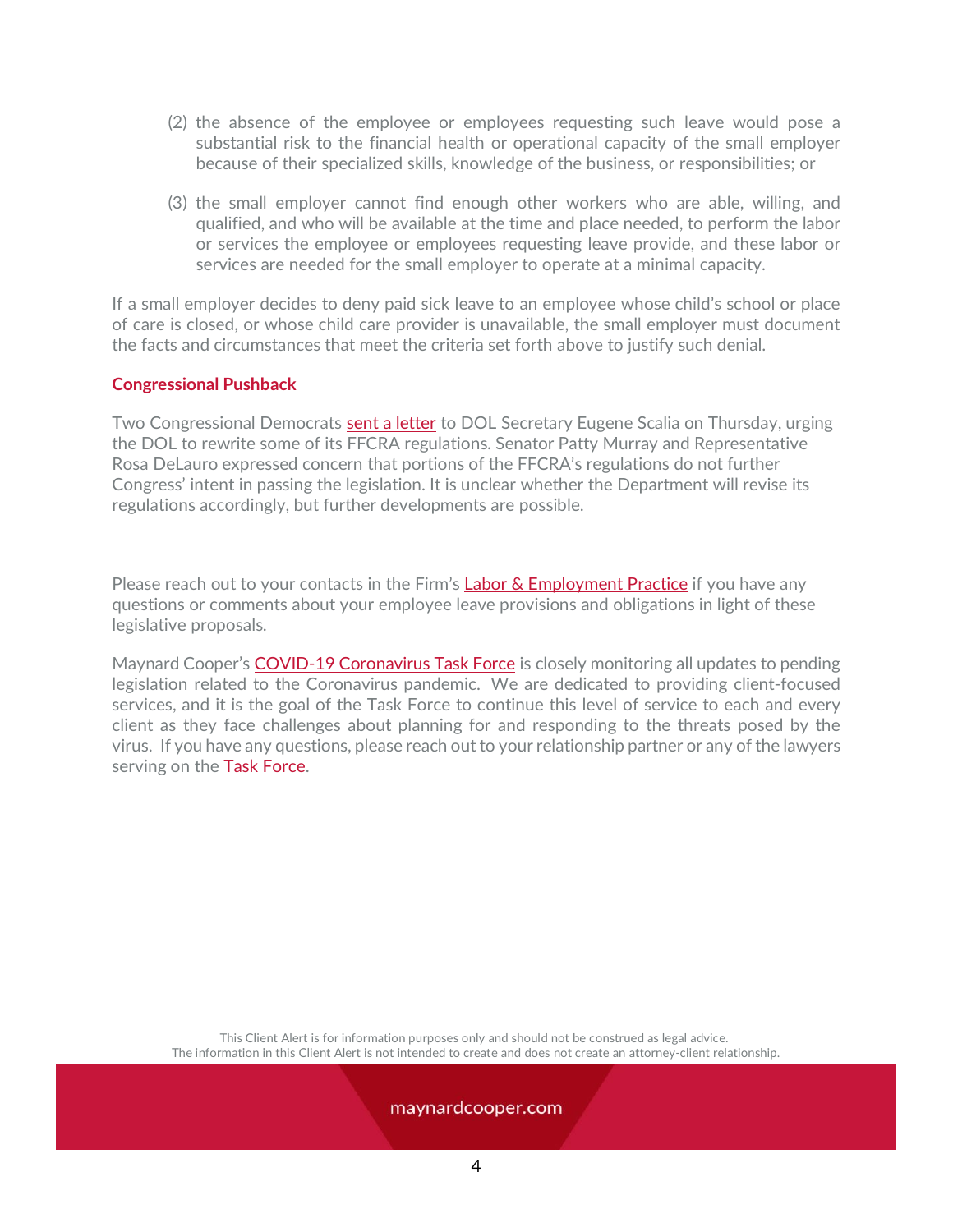(2) the absence of the employee or employees requesting such leave would pose a substantial risk to the financial health or operational capacity of the small employer because of their specialized skills, knowledge of the business, or responsibilities; or

(3) the small employer cannot find enough other workers who are able, willing, and qualified, and who will be available at the time and place needed, to perform the labor or services the employee or employees requesting leave provide, and these labor or services are needed for the small employer to operate at a minimal capacity.

If a small employer decides to deny paid sick leave to an employee whose child's school or place of care is closed, or whose child care provider is unavailable, the small employer must document the facts and circumstances that meet the criteria set forth above to justify such denial.

**Congressional Pushback**

Two Congressional Democrats sent a letter to DOL Secretary Eugene Scalia on Thursday, urging the DOL to rewrite some of its FFCRA regulations. Senator Patty Murray and Representative Rosa DeLauro expressed concern that portions of the FFCRA's regulations do not further Congress' intent in passing the legislation. It is unclear whether the Department will revise its regulations accordingly, but further developments are possible.

Please reach out to your contacts in the Firm's Labor & Employment Practice if you have any questions or comments about your employee leave provisions and obligations in light of these legislative proposals.

Maynard Cooper's COVID-19 Coronavirus Task Force is closely monitoring all updates to pending legislation related to the Coronavirus pandemic. We are dedicated to providing client-focused services, and it is the goal of the Task Force to continue this level of service to each and every client as they face challenges about planning for and responding to the threats posed by the virus. If you have any questions, please reach out to your relationship partner or any of the lawyers serving on the Task Force.

This Client Alert is for information purposes only and should not be construed as legal advice.
The information in this Client Alert is not intended to create and does not create an attorney-client relationship.